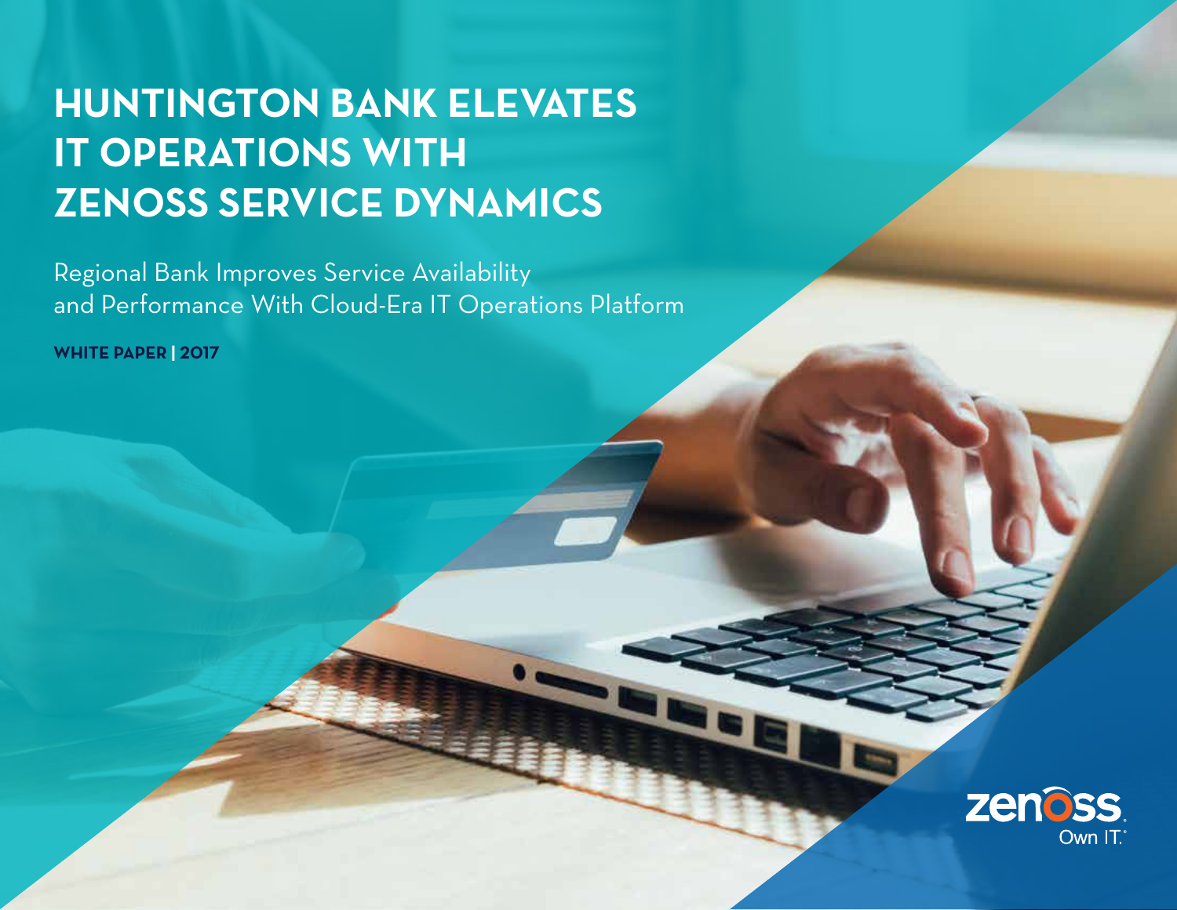# HUNTINGTON BANK ELEVATES IT OPERATIONS WITH ZENOSS SERVICE DYNAMICS

Regional Bank Improves Service Availability and Performance With Cloud-Era IT Operations Platform

**WHITE PAPER | 2017**

zenoss
Own IT.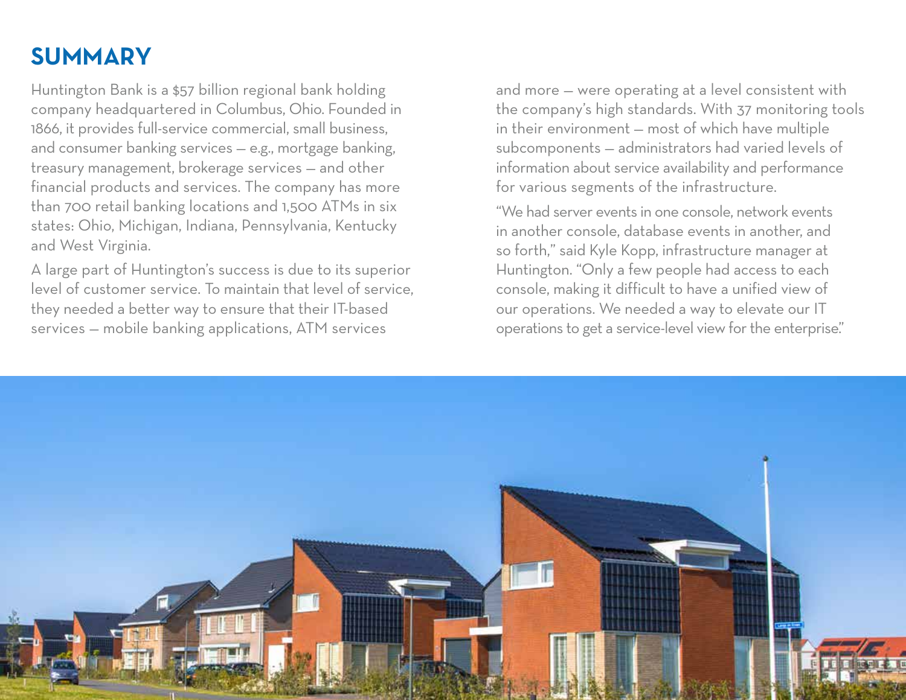## SUMMARY

Huntington Bank is a $57 billion regional bank holding company headquartered in Columbus, Ohio. Founded in 1866, it provides full-service commercial, small business, and consumer banking services — e.g., mortgage banking, treasury management, brokerage services — and other financial products and services. The company has more than 700 retail banking locations and 1,500 ATMs in six states: Ohio, Michigan, Indiana, Pennsylvania, Kentucky and West Virginia.

A large part of Huntington's success is due to its superior level of customer service. To maintain that level of service, they needed a better way to ensure that their IT-based services — mobile banking applications, ATM services and more — were operating at a level consistent with the company's high standards. With 37 monitoring tools in their environment — most of which have multiple subcomponents — administrators had varied levels of information about service availability and performance for various segments of the infrastructure.

"We had server events in one console, network events in another console, database events in another, and so forth," said Kyle Kopp, infrastructure manager at Huntington. "Only a few people had access to each console, making it difficult to have a unified view of our operations. We needed a way to elevate our IT operations to get a service-level view for the enterprise."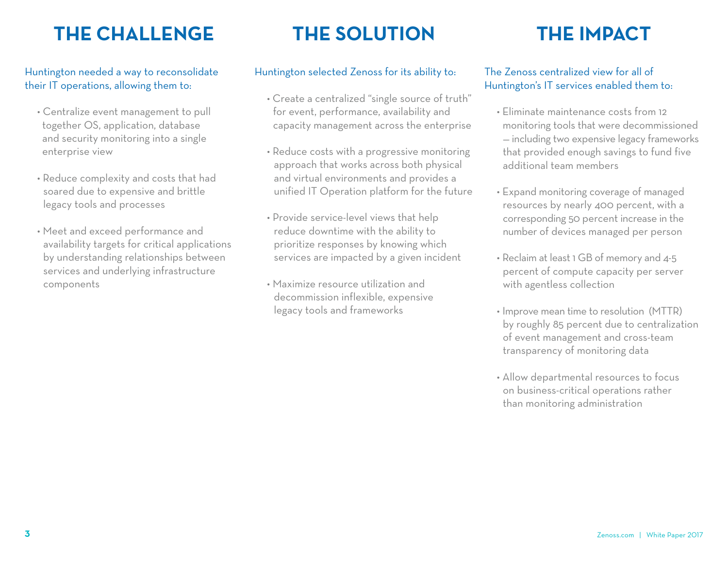## THE CHALLENGE

Huntington needed a way to reconsolidate their IT operations, allowing them to:

- Centralize event management to pull together OS, application, database and security monitoring into a single enterprise view
- Reduce complexity and costs that had soared due to expensive and brittle legacy tools and processes
- Meet and exceed performance and availability targets for critical applications by understanding relationships between services and underlying infrastructure components

## THE SOLUTION

Huntington selected Zenoss for its ability to:

- Create a centralized "single source of truth" for event, performance, availability and capacity management across the enterprise
- Reduce costs with a progressive monitoring approach that works across both physical and virtual environments and provides a unified IT Operation platform for the future
- Provide service-level views that help reduce downtime with the ability to prioritize responses by knowing which services are impacted by a given incident
- Maximize resource utilization and decommission inflexible, expensive legacy tools and frameworks

## THE IMPACT

The Zenoss centralized view for all of Huntington's IT services enabled them to:

- Eliminate maintenance costs from 12 monitoring tools that were decommissioned — including two expensive legacy frameworks that provided enough savings to fund five additional team members
- Expand monitoring coverage of managed resources by nearly 400 percent, with a corresponding 50 percent increase in the number of devices managed per person
- Reclaim at least 1 GB of memory and 4-5 percent of compute capacity per server with agentless collection
- Improve mean time to resolution (MTTR) by roughly 85 percent due to centralization of event management and cross-team transparency of monitoring data
- Allow departmental resources to focus on business-critical operations rather than monitoring administration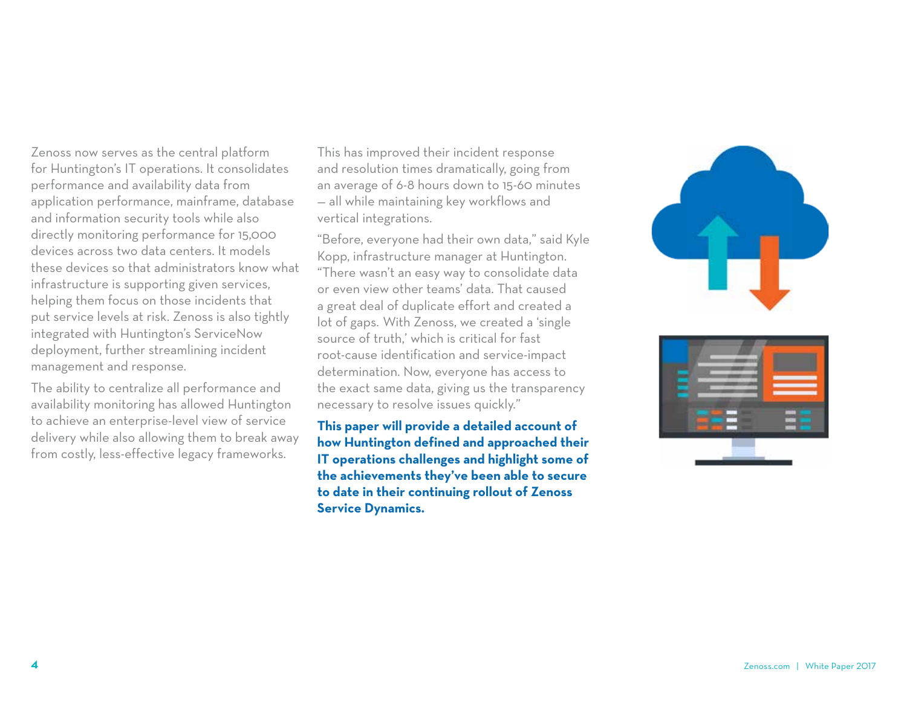Zenoss now serves as the central platform for Huntington's IT operations. It consolidates performance and availability data from application performance, mainframe, database and information security tools while also directly monitoring performance for 15,000 devices across two data centers. It models these devices so that administrators know what infrastructure is supporting given services, helping them focus on those incidents that put service levels at risk. Zenoss is also tightly integrated with Huntington's ServiceNow deployment, further streamlining incident management and response.

The ability to centralize all performance and availability monitoring has allowed Huntington to achieve an enterprise-level view of service delivery while also allowing them to break away from costly, less-effective legacy frameworks.

This has improved their incident response and resolution times dramatically, going from an average of 6-8 hours down to 15-60 minutes — all while maintaining key workflows and vertical integrations.

"Before, everyone had their own data," said Kyle Kopp, infrastructure manager at Huntington. "There wasn't an easy way to consolidate data or even view other teams' data. That caused a great deal of duplicate effort and created a lot of gaps. With Zenoss, we created a 'single source of truth,' which is critical for fast root-cause identification and service-impact determination. Now, everyone has access to the exact same data, giving us the transparency necessary to resolve issues quickly."

**This paper will provide a detailed account of how Huntington defined and approached their IT operations challenges and highlight some of the achievements they've been able to secure to date in their continuing rollout of Zenoss Service Dynamics.**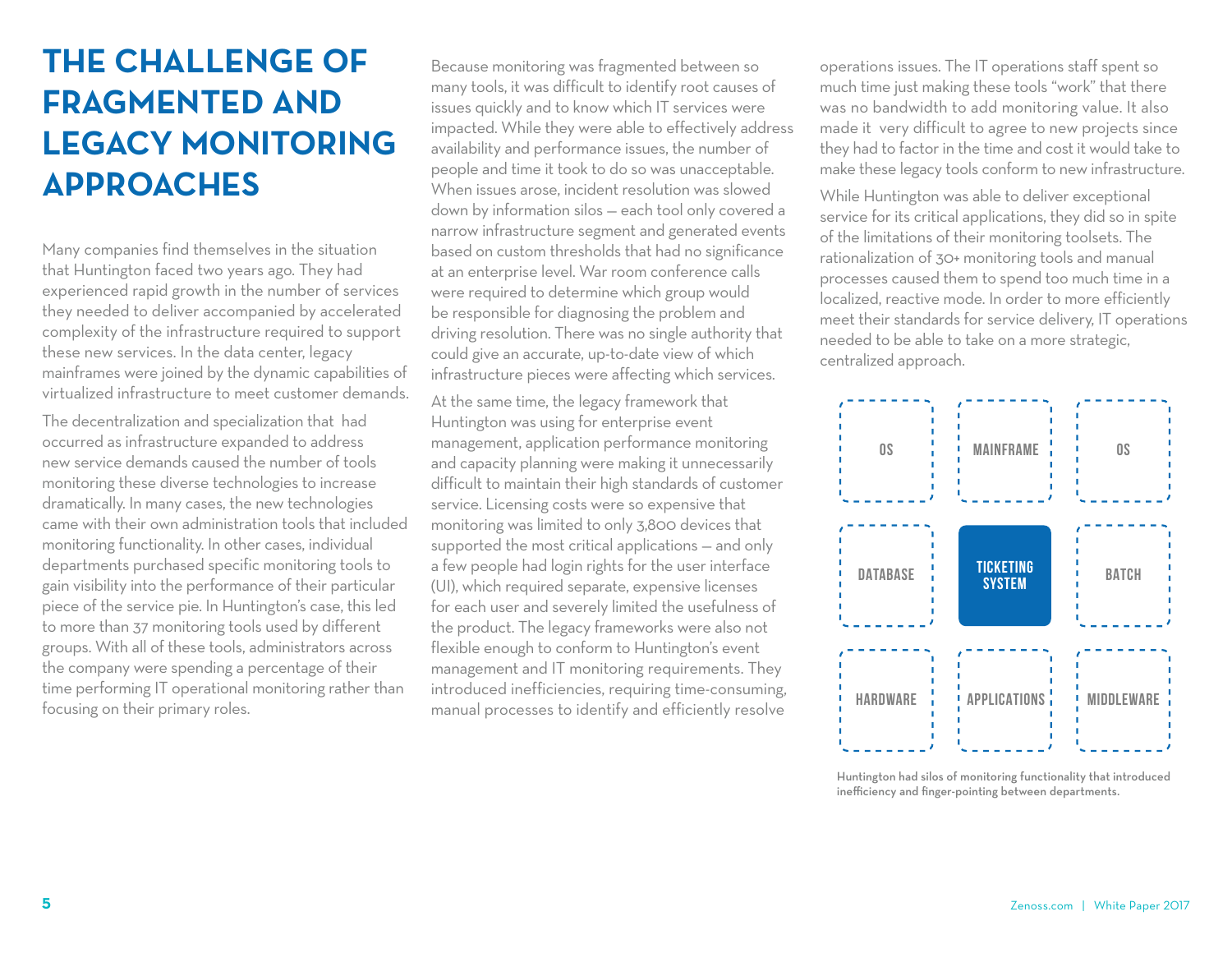# THE CHALLENGE OF FRAGMENTED AND LEGACY MONITORING APPROACHES

Many companies find themselves in the situation that Huntington faced two years ago. They had experienced rapid growth in the number of services they needed to deliver accompanied by accelerated complexity of the infrastructure required to support these new services. In the data center, legacy mainframes were joined by the dynamic capabilities of virtualized infrastructure to meet customer demands.

The decentralization and specialization that had occurred as infrastructure expanded to address new service demands caused the number of tools monitoring these diverse technologies to increase dramatically. In many cases, the new technologies came with their own administration tools that included monitoring functionality. In other cases, individual departments purchased specific monitoring tools to gain visibility into the performance of their particular piece of the service pie. In Huntington's case, this led to more than 37 monitoring tools used by different groups. With all of these tools, administrators across the company were spending a percentage of their time performing IT operational monitoring rather than focusing on their primary roles.

Because monitoring was fragmented between so many tools, it was difficult to identify root causes of issues quickly and to know which IT services were impacted. While they were able to effectively address availability and performance issues, the number of people and time it took to do so was unacceptable. When issues arose, incident resolution was slowed down by information silos — each tool only covered a narrow infrastructure segment and generated events based on custom thresholds that had no significance at an enterprise level. War room conference calls were required to determine which group would be responsible for diagnosing the problem and driving resolution. There was no single authority that could give an accurate, up-to-date view of which infrastructure pieces were affecting which services.

At the same time, the legacy framework that Huntington was using for enterprise event management, application performance monitoring and capacity planning were making it unnecessarily difficult to maintain their high standards of customer service. Licensing costs were so expensive that monitoring was limited to only 3,800 devices that supported the most critical applications — and only a few people had login rights for the user interface (UI), which required separate, expensive licenses for each user and severely limited the usefulness of the product. The legacy frameworks were also not flexible enough to conform to Huntington's event management and IT monitoring requirements. They introduced inefficiencies, requiring time-consuming, manual processes to identify and efficiently resolve operations issues. The IT operations staff spent so much time just making these tools "work" that there was no bandwidth to add monitoring value. It also made it very difficult to agree to new projects since they had to factor in the time and cost it would take to make these legacy tools conform to new infrastructure.

While Huntington was able to deliver exceptional service for its critical applications, they did so in spite of the limitations of their monitoring toolsets. The rationalization of 30+ monitoring tools and manual processes caused them to spend too much time in a localized, reactive mode. In order to more efficiently meet their standards for service delivery, IT operations needed to be able to take on a more strategic, centralized approach.

| OS | MAINFRAME | OS |
|---|---|---|
| DATABASE | TICKETING SYSTEM | BATCH |
| HARDWARE | APPLICATIONS | MIDDLEWARE |

Huntington had silos of monitoring functionality that introduced inefficiency and finger-pointing between departments.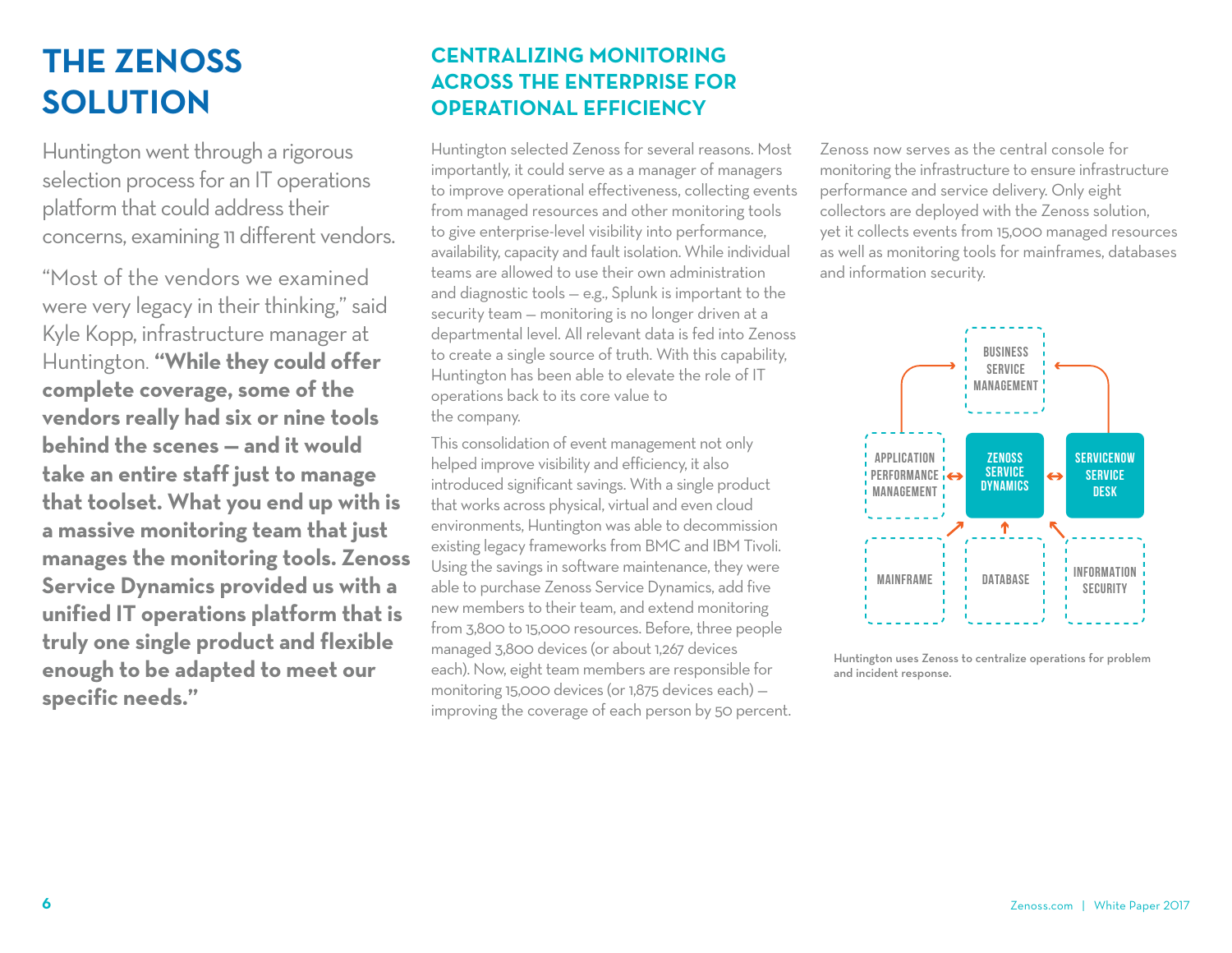# THE ZENOSS SOLUTION

Huntington went through a rigorous selection process for an IT operations platform that could address their concerns, examining 11 different vendors.

"Most of the vendors we examined were very legacy in their thinking," said Kyle Kopp, infrastructure manager at Huntington. **"While they could offer complete coverage, some of the vendors really had six or nine tools behind the scenes — and it would take an entire staff just to manage that toolset. What you end up with is a massive monitoring team that just manages the monitoring tools. Zenoss Service Dynamics provided us with a unified IT operations platform that is truly one single product and flexible enough to be adapted to meet our specific needs."**

## CENTRALIZING MONITORING ACROSS THE ENTERPRISE FOR OPERATIONAL EFFICIENCY

Huntington selected Zenoss for several reasons. Most importantly, it could serve as a manager of managers to improve operational effectiveness, collecting events from managed resources and other monitoring tools to give enterprise-level visibility into performance, availability, capacity and fault isolation. While individual teams are allowed to use their own administration and diagnostic tools — e.g., Splunk is important to the security team — monitoring is no longer driven at a departmental level. All relevant data is fed into Zenoss to create a single source of truth. With this capability, Huntington has been able to elevate the role of IT operations back to its core value to the company.

This consolidation of event management not only helped improve visibility and efficiency, it also introduced significant savings. With a single product that works across physical, virtual and even cloud environments, Huntington was able to decommission existing legacy frameworks from BMC and IBM Tivoli. Using the savings in software maintenance, they were able to purchase Zenoss Service Dynamics, add five new members to their team, and extend monitoring from 3,800 to 15,000 resources. Before, three people managed 3,800 devices (or about 1,267 devices each). Now, eight team members are responsible for monitoring 15,000 devices (or 1,875 devices each) — improving the coverage of each person by 50 percent.

Zenoss now serves as the central console for monitoring the infrastructure to ensure infrastructure performance and service delivery. Only eight collectors are deployed with the Zenoss solution, yet it collects events from 15,000 managed resources as well as monitoring tools for mainframes, databases and information security.

BUSINESS SERVICE MANAGEMENT

APPLICATION PERFORMANCE MANAGEMENT ↔ ZENOSS SERVICE DYNAMICS ↔ SERVICENOW SERVICE DESK

MAINFRAME | DATABASE | INFORMATION SECURITY

Huntington uses Zenoss to centralize operations for problem and incident response.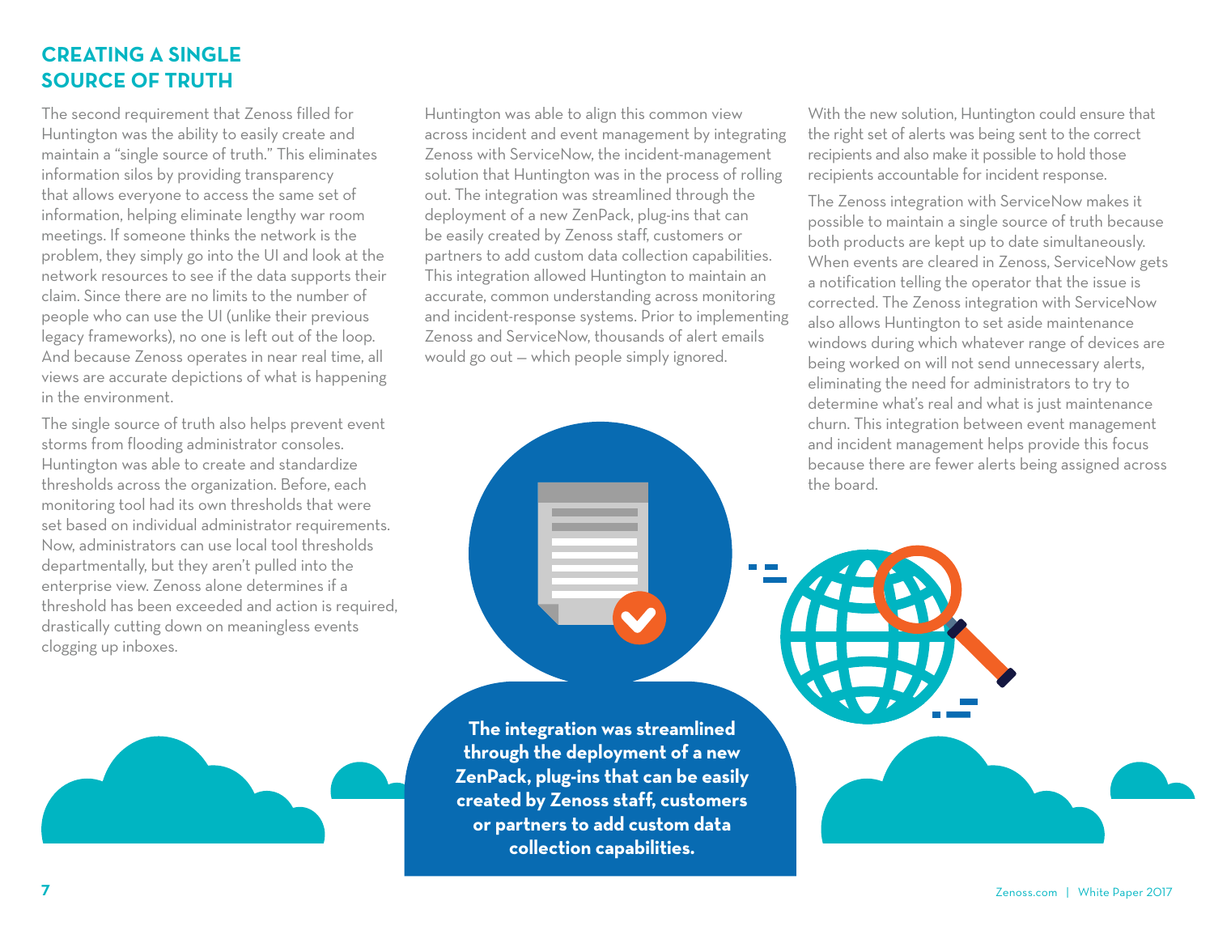## CREATING A SINGLE SOURCE OF TRUTH

The second requirement that Zenoss filled for Huntington was the ability to easily create and maintain a "single source of truth." This eliminates information silos by providing transparency that allows everyone to access the same set of information, helping eliminate lengthy war room meetings. If someone thinks the network is the problem, they simply go into the UI and look at the network resources to see if the data supports their claim. Since there are no limits to the number of people who can use the UI (unlike their previous legacy frameworks), no one is left out of the loop. And because Zenoss operates in near real time, all views are accurate depictions of what is happening in the environment.

The single source of truth also helps prevent event storms from flooding administrator consoles. Huntington was able to create and standardize thresholds across the organization. Before, each monitoring tool had its own thresholds that were set based on individual administrator requirements. Now, administrators can use local tool thresholds departmentally, but they aren't pulled into the enterprise view. Zenoss alone determines if a threshold has been exceeded and action is required, drastically cutting down on meaningless events clogging up inboxes.

Huntington was able to align this common view across incident and event management by integrating Zenoss with ServiceNow, the incident-management solution that Huntington was in the process of rolling out. The integration was streamlined through the deployment of a new ZenPack, plug-ins that can be easily created by Zenoss staff, customers or partners to add custom data collection capabilities. This integration allowed Huntington to maintain an accurate, common understanding across monitoring and incident-response systems. Prior to implementing Zenoss and ServiceNow, thousands of alert emails would go out — which people simply ignored.

With the new solution, Huntington could ensure that the right set of alerts was being sent to the correct recipients and also make it possible to hold those recipients accountable for incident response.

The Zenoss integration with ServiceNow makes it possible to maintain a single source of truth because both products are kept up to date simultaneously. When events are cleared in Zenoss, ServiceNow gets a notification telling the operator that the issue is corrected. The Zenoss integration with ServiceNow also allows Huntington to set aside maintenance windows during which whatever range of devices are being worked on will not send unnecessary alerts, eliminating the need for administrators to try to determine what's real and what is just maintenance churn. This integration between event management and incident management helps provide this focus because there are fewer alerts being assigned across the board.

**The integration was streamlined through the deployment of a new ZenPack, plug-ins that can be easily created by Zenoss staff, customers or partners to add custom data collection capabilities.**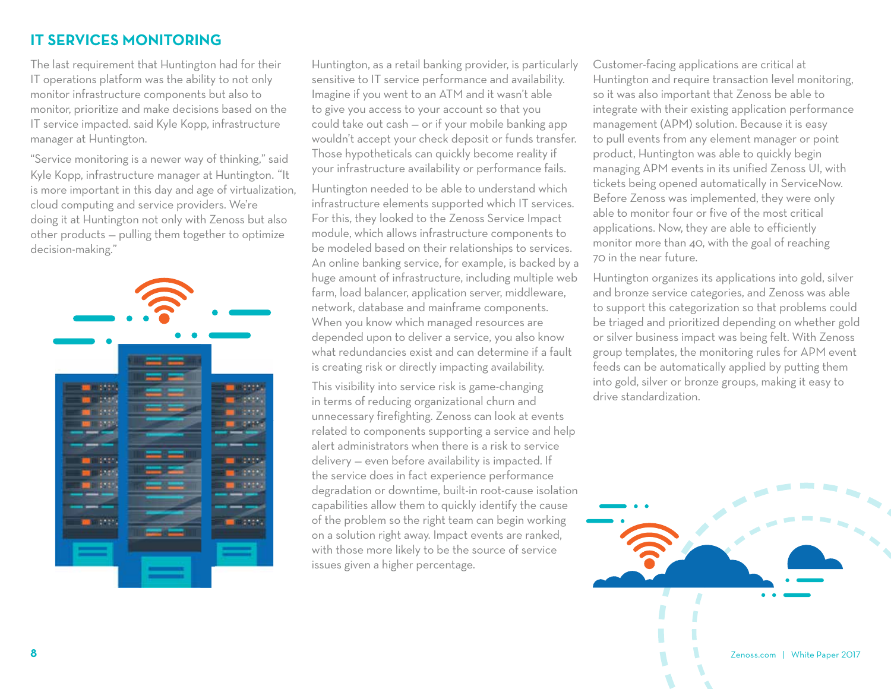## IT SERVICES MONITORING

The last requirement that Huntington had for their IT operations platform was the ability to not only monitor infrastructure components but also to monitor, prioritize and make decisions based on the IT service impacted. said Kyle Kopp, infrastructure manager at Huntington.

"Service monitoring is a newer way of thinking," said Kyle Kopp, infrastructure manager at Huntington. "It is more important in this day and age of virtualization, cloud computing and service providers. We're doing it at Huntington not only with Zenoss but also other products — pulling them together to optimize decision-making."

Huntington, as a retail banking provider, is particularly sensitive to IT service performance and availability. Imagine if you went to an ATM and it wasn't able to give you access to your account so that you could take out cash — or if your mobile banking app wouldn't accept your check deposit or funds transfer. Those hypotheticals can quickly become reality if your infrastructure availability or performance fails.

Huntington needed to be able to understand which infrastructure elements supported which IT services. For this, they looked to the Zenoss Service Impact module, which allows infrastructure components to be modeled based on their relationships to services. An online banking service, for example, is backed by a huge amount of infrastructure, including multiple web farm, load balancer, application server, middleware, network, database and mainframe components. When you know which managed resources are depended upon to deliver a service, you also know what redundancies exist and can determine if a fault is creating risk or directly impacting availability.

This visibility into service risk is game-changing in terms of reducing organizational churn and unnecessary firefighting. Zenoss can look at events related to components supporting a service and help alert administrators when there is a risk to service delivery — even before availability is impacted. If the service does in fact experience performance degradation or downtime, built-in root-cause isolation capabilities allow them to quickly identify the cause of the problem so the right team can begin working on a solution right away. Impact events are ranked, with those more likely to be the source of service issues given a higher percentage.

Customer-facing applications are critical at Huntington and require transaction level monitoring, so it was also important that Zenoss be able to integrate with their existing application performance management (APM) solution. Because it is easy to pull events from any element manager or point product, Huntington was able to quickly begin managing APM events in its unified Zenoss UI, with tickets being opened automatically in ServiceNow. Before Zenoss was implemented, they were only able to monitor four or five of the most critical applications. Now, they are able to efficiently monitor more than 40, with the goal of reaching 70 in the near future.

Huntington organizes its applications into gold, silver and bronze service categories, and Zenoss was able to support this categorization so that problems could be triaged and prioritized depending on whether gold or silver business impact was being felt. With Zenoss group templates, the monitoring rules for APM event feeds can be automatically applied by putting them into gold, silver or bronze groups, making it easy to drive standardization.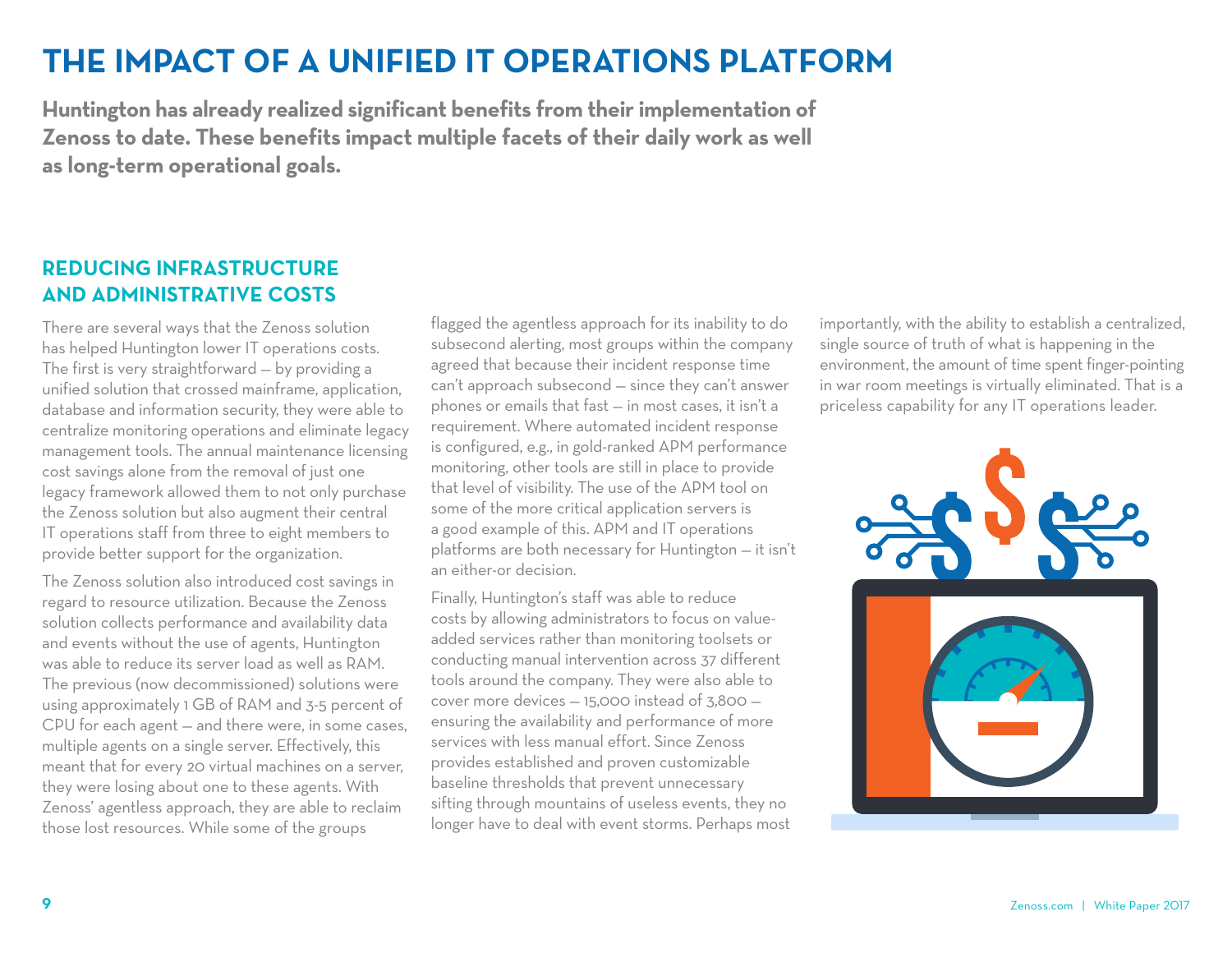# THE IMPACT OF A UNIFIED IT OPERATIONS PLATFORM

**Huntington has already realized significant benefits from their implementation of Zenoss to date. These benefits impact multiple facets of their daily work as well as long-term operational goals.**

## REDUCING INFRASTRUCTURE AND ADMINISTRATIVE COSTS

There are several ways that the Zenoss solution has helped Huntington lower IT operations costs. The first is very straightforward — by providing a unified solution that crossed mainframe, application, database and information security, they were able to centralize monitoring operations and eliminate legacy management tools. The annual maintenance licensing cost savings alone from the removal of just one legacy framework allowed them to not only purchase the Zenoss solution but also augment their central IT operations staff from three to eight members to provide better support for the organization.

The Zenoss solution also introduced cost savings in regard to resource utilization. Because the Zenoss solution collects performance and availability data and events without the use of agents, Huntington was able to reduce its server load as well as RAM. The previous (now decommissioned) solutions were using approximately 1 GB of RAM and 3-5 percent of CPU for each agent — and there were, in some cases, multiple agents on a single server. Effectively, this meant that for every 20 virtual machines on a server, they were losing about one to these agents. With Zenoss' agentless approach, they are able to reclaim those lost resources. While some of the groups flagged the agentless approach for its inability to do subsecond alerting, most groups within the company agreed that because their incident response time can't approach subsecond — since they can't answer phones or emails that fast — in most cases, it isn't a requirement. Where automated incident response is configured, e.g., in gold-ranked APM performance monitoring, other tools are still in place to provide that level of visibility. The use of the APM tool on some of the more critical application servers is a good example of this. APM and IT operations platforms are both necessary for Huntington — it isn't an either-or decision.

Finally, Huntington's staff was able to reduce costs by allowing administrators to focus on value-added services rather than monitoring toolsets or conducting manual intervention across 37 different tools around the company. They were also able to cover more devices — 15,000 instead of 3,800 — ensuring the availability and performance of more services with less manual effort. Since Zenoss provides established and proven customizable baseline thresholds that prevent unnecessary sifting through mountains of useless events, they no longer have to deal with event storms. Perhaps most importantly, with the ability to establish a centralized, single source of truth of what is happening in the environment, the amount of time spent finger-pointing in war room meetings is virtually eliminated. That is a priceless capability for any IT operations leader.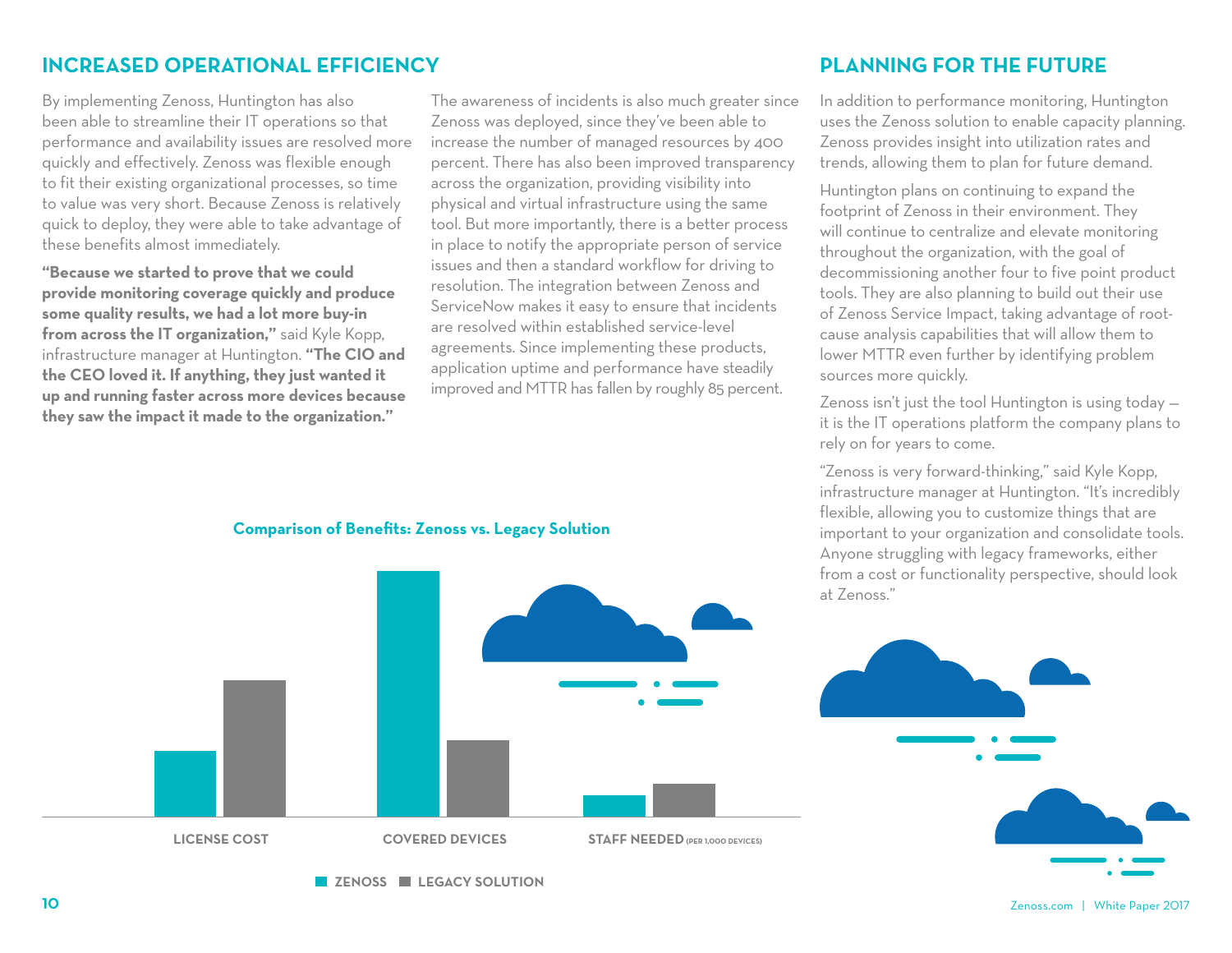## INCREASED OPERATIONAL EFFICIENCY

By implementing Zenoss, Huntington has also been able to streamline their IT operations so that performance and availability issues are resolved more quickly and effectively. Zenoss was flexible enough to fit their existing organizational processes, so time to value was very short. Because Zenoss is relatively quick to deploy, they were able to take advantage of these benefits almost immediately.

**"Because we started to prove that we could provide monitoring coverage quickly and produce some quality results, we had a lot more buy-in from across the IT organization,"** said Kyle Kopp, infrastructure manager at Huntington. **"The CIO and the CEO loved it. If anything, they just wanted it up and running faster across more devices because they saw the impact it made to the organization."**

The awareness of incidents is also much greater since Zenoss was deployed, since they've been able to increase the number of managed resources by 400 percent. There has also been improved transparency across the organization, providing visibility into physical and virtual infrastructure using the same tool. But more importantly, there is a better process in place to notify the appropriate person of service issues and then a standard workflow for driving to resolution. The integration between Zenoss and ServiceNow makes it easy to ensure that incidents are resolved within established service-level agreements. Since implementing these products, application uptime and performance have steadily improved and MTTR has fallen by roughly 85 percent.

**Comparison of Benefits: Zenoss vs. Legacy Solution**

LICENSE COST | COVERED DEVICES | STAFF NEEDED (PER 1,000 DEVICES)

ZENOSS | LEGACY SOLUTION

## PLANNING FOR THE FUTURE

In addition to performance monitoring, Huntington uses the Zenoss solution to enable capacity planning. Zenoss provides insight into utilization rates and trends, allowing them to plan for future demand.

Huntington plans on continuing to expand the footprint of Zenoss in their environment. They will continue to centralize and elevate monitoring throughout the organization, with the goal of decommissioning another four to five point product tools. They are also planning to build out their use of Zenoss Service Impact, taking advantage of root-cause analysis capabilities that will allow them to lower MTTR even further by identifying problem sources more quickly.

Zenoss isn't just the tool Huntington is using today — it is the IT operations platform the company plans to rely on for years to come.

"Zenoss is very forward-thinking," said Kyle Kopp, infrastructure manager at Huntington. "It's incredibly flexible, allowing you to customize things that are important to your organization and consolidate tools. Anyone struggling with legacy frameworks, either from a cost or functionality perspective, should look at Zenoss."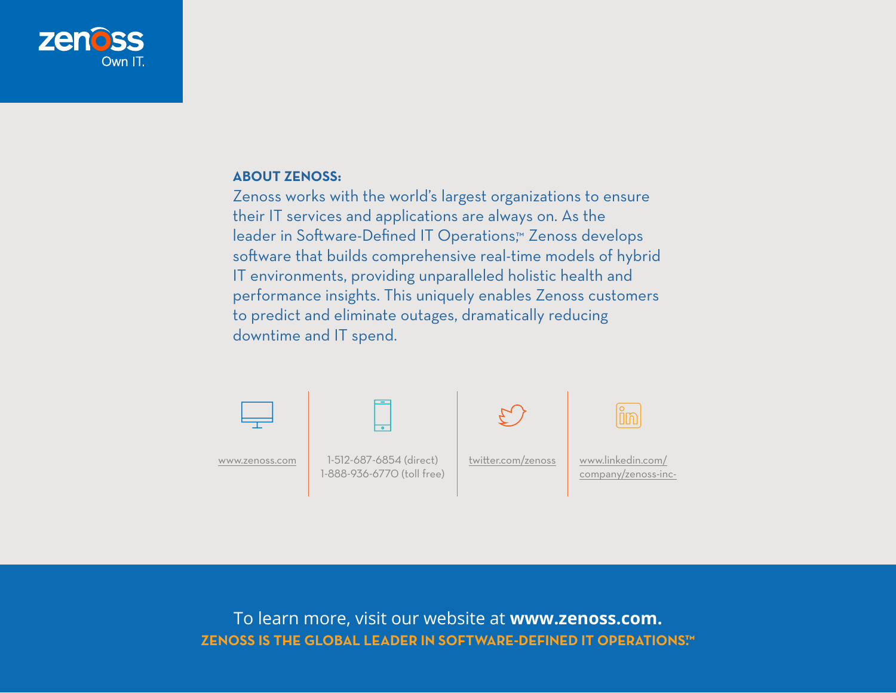zenoss
Own IT.

**ABOUT ZENOSS:**

Zenoss works with the world's largest organizations to ensure their IT services and applications are always on. As the leader in Software-Defined IT Operations,™ Zenoss develops software that builds comprehensive real-time models of hybrid IT environments, providing unparalleled holistic health and performance insights. This uniquely enables Zenoss customers to predict and eliminate outages, dramatically reducing downtime and IT spend.

www.zenoss.com

1-512-687-6854 (direct)
1-888-936-6770 (toll free)

twitter.com/zenoss

www.linkedin.com/company/zenoss-inc-

To learn more, visit our website at **www.zenoss.com.**

**ZENOSS IS THE GLOBAL LEADER IN SOFTWARE-DEFINED IT OPERATIONS.™**